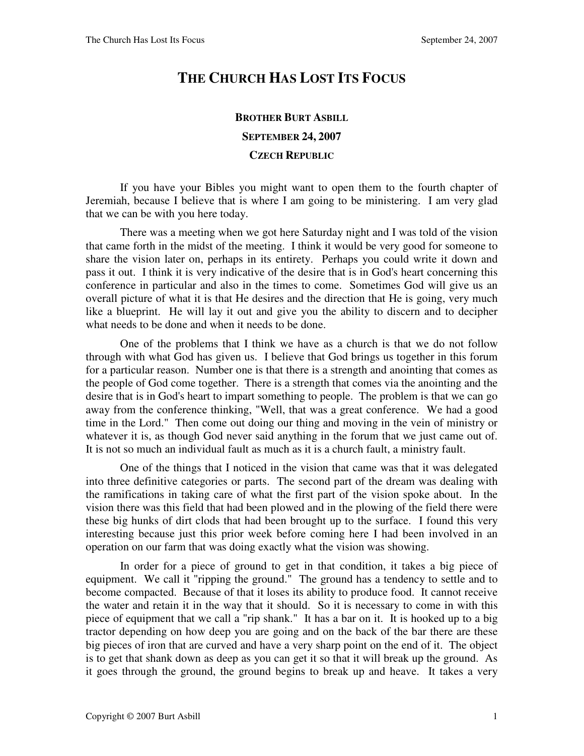# THE CHURCH HAS LOST ITS FOCUS

**BROTHER BURT ASBILL**

**SEPTEMBER 24, 2007**

**CZECH REPUBLIC**

If you have your Bibles you might want to open them to the fourth chapter of Jeremiah, because I believe that is where I am going to be ministering. I am very glad that we can be with you here today.

There was a meeting when we got here Saturday night and I was told of the vision that came forth in the midst of the meeting. I think it would be very good for someone to share the vision later on, perhaps in its entirety. Perhaps you could write it down and pass it out. I think it is very indicative of the desire that is in God's heart concerning this conference in particular and also in the times to come. Sometimes God will give us an overall picture of what it is that He desires and the direction that He is going, very much like a blueprint. He will lay it out and give you the ability to discern and to decipher what needs to be done and when it needs to be done.

One of the problems that I think we have as a church is that we do not follow through with what God has given us. I believe that God brings us together in this forum for a particular reason. Number one is that there is a strength and anointing that comes as the people of God come together. There is a strength that comes via the anointing and the desire that is in God's heart to impart something to people. The problem is that we can go away from the conference thinking, "Well, that was a great conference. We had a good time in the Lord." Then come out doing our thing and moving in the vein of ministry or whatever it is, as though God never said anything in the forum that we just came out of. It is not so much an individual fault as much as it is a church fault, a ministry fault.

One of the things that I noticed in the vision that came was that it was delegated into three definitive categories or parts. The second part of the dream was dealing with the ramifications in taking care of what the first part of the vision spoke about. In the vision there was this field that had been plowed and in the plowing of the field there were these big hunks of dirt clods that had been brought up to the surface. I found this very interesting because just this prior week before coming here I had been involved in an operation on our farm that was doing exactly what the vision was showing.

In order for a piece of ground to get in that condition, it takes a big piece of equipment. We call it "ripping the ground." The ground has a tendency to settle and to become compacted. Because of that it loses its ability to produce food. It cannot receive the water and retain it in the way that it should. So it is necessary to come in with this piece of equipment that we call a "rip shank." It has a bar on it. It is hooked up to a big tractor depending on how deep you are going and on the back of the bar there are these big pieces of iron that are curved and have a very sharp point on the end of it. The object is to get that shank down as deep as you can get it so that it will break up the ground. As it goes through the ground, the ground begins to break up and heave. It takes a very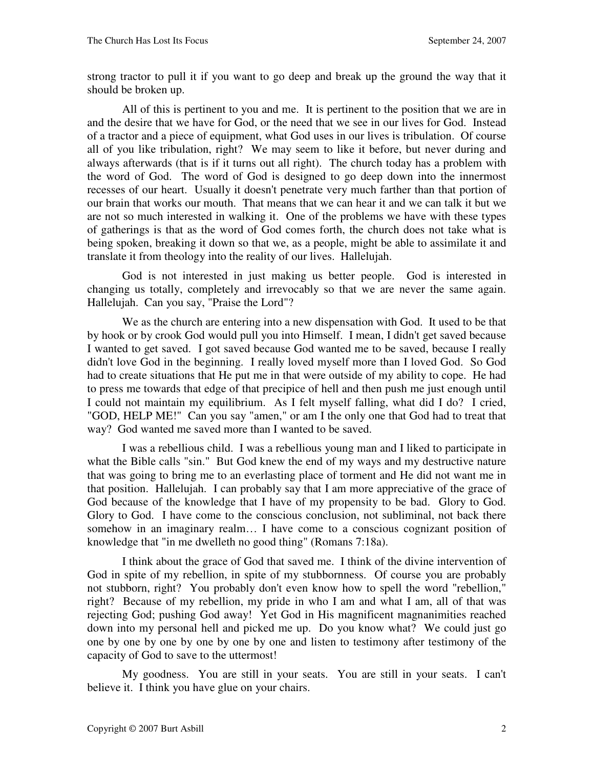strong tractor to pull it if you want to go deep and break up the ground the way that it should be broken up.

All of this is pertinent to you and me. It is pertinent to the position that we are in and the desire that we have for God, or the need that we see in our lives for God. Instead of a tractor and a piece of equipment, what God uses in our lives is tribulation. Of course all of you like tribulation, right? We may seem to like it before, but never during and always afterwards (that is if it turns out all right). The church today has a problem with the word of God. The word of God is designed to go deep down into the innermost recesses of our heart. Usually it doesn't penetrate very much farther than that portion of our brain that works our mouth. That means that we can hear it and we can talk it but we are not so much interested in walking it. One of the problems we have with these types of gatherings is that as the word of God comes forth, the church does not take what is being spoken, breaking it down so that we, as a people, might be able to assimilate it and translate it from theology into the reality of our lives. Hallelujah.

God is not interested in just making us better people. God is interested in changing us totally, completely and irrevocably so that we are never the same again. Hallelujah. Can you say, "Praise the Lord"?

We as the church are entering into a new dispensation with God. It used to be that by hook or by crook God would pull you into Himself. I mean, I didn't get saved because I wanted to get saved. I got saved because God wanted me to be saved, because I really didn't love God in the beginning. I really loved myself more than I loved God. So God had to create situations that He put me in that were outside of my ability to cope. He had to press me towards that edge of that precipice of hell and then push me just enough until I could not maintain my equilibrium. As I felt myself falling, what did I do? I cried, "GOD, HELP ME!" Can you say "amen," or am I the only one that God had to treat that way? God wanted me saved more than I wanted to be saved.

I was a rebellious child. I was a rebellious young man and I liked to participate in what the Bible calls "sin." But God knew the end of my ways and my destructive nature that was going to bring me to an everlasting place of torment and He did not want me in that position. Hallelujah. I can probably say that I am more appreciative of the grace of God because of the knowledge that I have of my propensity to be bad. Glory to God. Glory to God. I have come to the conscious conclusion, not subliminal, not back there somehow in an imaginary realm… I have come to a conscious cognizant position of knowledge that "in me dwelleth no good thing" (Romans 7:18a).

I think about the grace of God that saved me. I think of the divine intervention of God in spite of my rebellion, in spite of my stubbornness. Of course you are probably not stubborn, right? You probably don't even know how to spell the word "rebellion," right? Because of my rebellion, my pride in who I am and what I am, all of that was rejecting God; pushing God away! Yet God in His magnificent magnanimities reached down into my personal hell and picked me up. Do you know what? We could just go one by one by one by one by one by one and listen to testimony after testimony of the capacity of God to save to the uttermost!

My goodness. You are still in your seats. You are still in your seats. I can't believe it. I think you have glue on your chairs.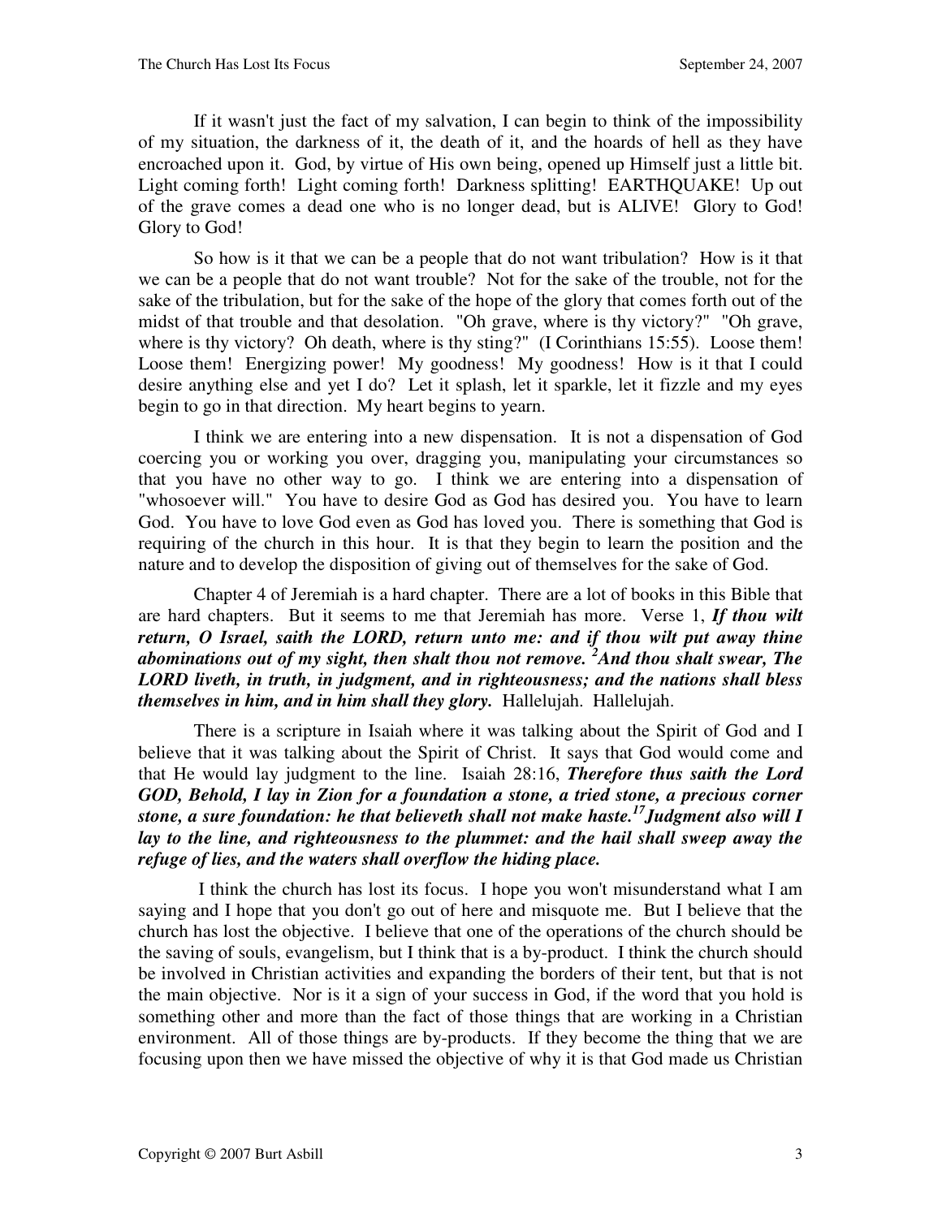If it wasn't just the fact of my salvation, I can begin to think of the impossibility of my situation, the darkness of it, the death of it, and the hoards of hell as they have encroached upon it. God, by virtue of His own being, opened up Himself just a little bit. Light coming forth! Light coming forth! Darkness splitting! EARTHQUAKE! Up out of the grave comes a dead one who is no longer dead, but is ALIVE! Glory to God! Glory to God!

So how is it that we can be a people that do not want tribulation? How is it that we can be a people that do not want trouble? Not for the sake of the trouble, not for the sake of the tribulation, but for the sake of the hope of the glory that comes forth out of the midst of that trouble and that desolation. "Oh grave, where is thy victory?" "Oh grave, where is thy victory? Oh death, where is thy sting?" (I Corinthians 15:55). Loose them! Loose them! Energizing power! My goodness! My goodness! How is it that I could desire anything else and yet I do? Let it splash, let it sparkle, let it fizzle and my eyes begin to go in that direction. My heart begins to yearn.

I think we are entering into a new dispensation. It is not a dispensation of God coercing you or working you over, dragging you, manipulating your circumstances so that you have no other way to go. I think we are entering into a dispensation of "whosoever will." You have to desire God as God has desired you. You have to learn God. You have to love God even as God has loved you. There is something that God is requiring of the church in this hour. It is that they begin to learn the position and the nature and to develop the disposition of giving out of themselves for the sake of God.

Chapter 4 of Jeremiah is a hard chapter. There are a lot of books in this Bible that are hard chapters. But it seems to me that Jeremiah has more. Verse 1, ***If thou wilt return, O Israel, saith the LORD, return unto me: and if thou wilt put away thine abominations out of my sight, then shalt thou not remove. 2And thou shalt swear, The LORD liveth, in truth, in judgment, and in righteousness; and the nations shall bless themselves in him, and in him shall they glory.*** Hallelujah. Hallelujah.

There is a scripture in Isaiah where it was talking about the Spirit of God and I believe that it was talking about the Spirit of Christ. It says that God would come and that He would lay judgment to the line. Isaiah 28:16, ***Therefore thus saith the Lord GOD, Behold, I lay in Zion for a foundation a stone, a tried stone, a precious corner stone, a sure foundation: he that believeth shall not make haste. 17Judgment also will I lay to the line, and righteousness to the plummet: and the hail shall sweep away the refuge of lies, and the waters shall overflow the hiding place.***

I think the church has lost its focus. I hope you won't misunderstand what I am saying and I hope that you don't go out of here and misquote me. But I believe that the church has lost the objective. I believe that one of the operations of the church should be the saving of souls, evangelism, but I think that is a by-product. I think the church should be involved in Christian activities and expanding the borders of their tent, but that is not the main objective. Nor is it a sign of your success in God, if the word that you hold is something other and more than the fact of those things that are working in a Christian environment. All of those things are by-products. If they become the thing that we are focusing upon then we have missed the objective of why it is that God made us Christian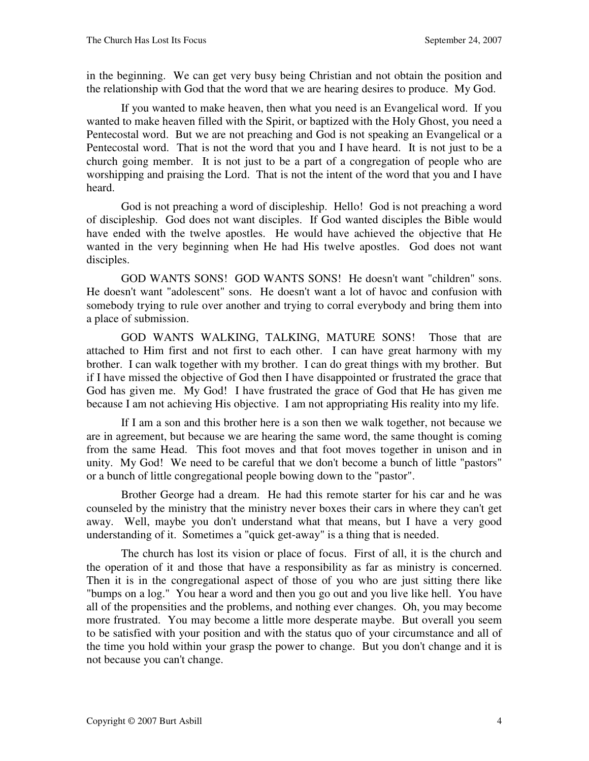in the beginning. We can get very busy being Christian and not obtain the position and the relationship with God that the word that we are hearing desires to produce. My God.

If you wanted to make heaven, then what you need is an Evangelical word. If you wanted to make heaven filled with the Spirit, or baptized with the Holy Ghost, you need a Pentecostal word. But we are not preaching and God is not speaking an Evangelical or a Pentecostal word. That is not the word that you and I have heard. It is not just to be a church going member. It is not just to be a part of a congregation of people who are worshipping and praising the Lord. That is not the intent of the word that you and I have heard.

God is not preaching a word of discipleship. Hello! God is not preaching a word of discipleship. God does not want disciples. If God wanted disciples the Bible would have ended with the twelve apostles. He would have achieved the objective that He wanted in the very beginning when He had His twelve apostles. God does not want disciples.

GOD WANTS SONS! GOD WANTS SONS! He doesn't want "children" sons. He doesn't want "adolescent" sons. He doesn't want a lot of havoc and confusion with somebody trying to rule over another and trying to corral everybody and bring them into a place of submission.

GOD WANTS WALKING, TALKING, MATURE SONS! Those that are attached to Him first and not first to each other. I can have great harmony with my brother. I can walk together with my brother. I can do great things with my brother. But if I have missed the objective of God then I have disappointed or frustrated the grace that God has given me. My God! I have frustrated the grace of God that He has given me because I am not achieving His objective. I am not appropriating His reality into my life.

If I am a son and this brother here is a son then we walk together, not because we are in agreement, but because we are hearing the same word, the same thought is coming from the same Head. This foot moves and that foot moves together in unison and in unity. My God! We need to be careful that we don't become a bunch of little "pastors" or a bunch of little congregational people bowing down to the "pastor".

Brother George had a dream. He had this remote starter for his car and he was counseled by the ministry that the ministry never boxes their cars in where they can't get away. Well, maybe you don't understand what that means, but I have a very good understanding of it. Sometimes a "quick get-away" is a thing that is needed.

The church has lost its vision or place of focus. First of all, it is the church and the operation of it and those that have a responsibility as far as ministry is concerned. Then it is in the congregational aspect of those of you who are just sitting there like "bumps on a log." You hear a word and then you go out and you live like hell. You have all of the propensities and the problems, and nothing ever changes. Oh, you may become more frustrated. You may become a little more desperate maybe. But overall you seem to be satisfied with your position and with the status quo of your circumstance and all of the time you hold within your grasp the power to change. But you don't change and it is not because you can't change.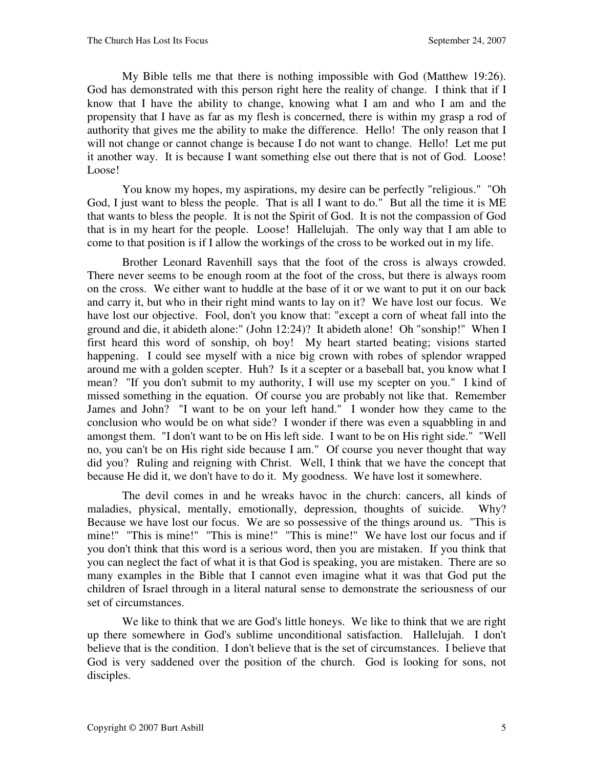My Bible tells me that there is nothing impossible with God (Matthew 19:26). God has demonstrated with this person right here the reality of change. I think that if I know that I have the ability to change, knowing what I am and who I am and the propensity that I have as far as my flesh is concerned, there is within my grasp a rod of authority that gives me the ability to make the difference. Hello! The only reason that I will not change or cannot change is because I do not want to change. Hello! Let me put it another way. It is because I want something else out there that is not of God. Loose! Loose!

You know my hopes, my aspirations, my desire can be perfectly "religious." "Oh God, I just want to bless the people. That is all I want to do." But all the time it is ME that wants to bless the people. It is not the Spirit of God. It is not the compassion of God that is in my heart for the people. Loose! Hallelujah. The only way that I am able to come to that position is if I allow the workings of the cross to be worked out in my life.

Brother Leonard Ravenhill says that the foot of the cross is always crowded. There never seems to be enough room at the foot of the cross, but there is always room on the cross. We either want to huddle at the base of it or we want to put it on our back and carry it, but who in their right mind wants to lay on it? We have lost our focus. We have lost our objective. Fool, don't you know that: "except a corn of wheat fall into the ground and die, it abideth alone:" (John 12:24)? It abideth alone! Oh "sonship!" When I first heard this word of sonship, oh boy! My heart started beating; visions started happening. I could see myself with a nice big crown with robes of splendor wrapped around me with a golden scepter. Huh? Is it a scepter or a baseball bat, you know what I mean? "If you don't submit to my authority, I will use my scepter on you." I kind of missed something in the equation. Of course you are probably not like that. Remember James and John? "I want to be on your left hand." I wonder how they came to the conclusion who would be on what side? I wonder if there was even a squabbling in and amongst them. "I don't want to be on His left side. I want to be on His right side." "Well no, you can't be on His right side because I am." Of course you never thought that way did you? Ruling and reigning with Christ. Well, I think that we have the concept that because He did it, we don't have to do it. My goodness. We have lost it somewhere.

The devil comes in and he wreaks havoc in the church: cancers, all kinds of maladies, physical, mentally, emotionally, depression, thoughts of suicide. Why? Because we have lost our focus. We are so possessive of the things around us. "This is mine!" "This is mine!" "This is mine!" "This is mine!" We have lost our focus and if you don't think that this word is a serious word, then you are mistaken. If you think that you can neglect the fact of what it is that God is speaking, you are mistaken. There are so many examples in the Bible that I cannot even imagine what it was that God put the children of Israel through in a literal natural sense to demonstrate the seriousness of our set of circumstances.

We like to think that we are God's little honeys. We like to think that we are right up there somewhere in God's sublime unconditional satisfaction. Hallelujah. I don't believe that is the condition. I don't believe that is the set of circumstances. I believe that God is very saddened over the position of the church. God is looking for sons, not disciples.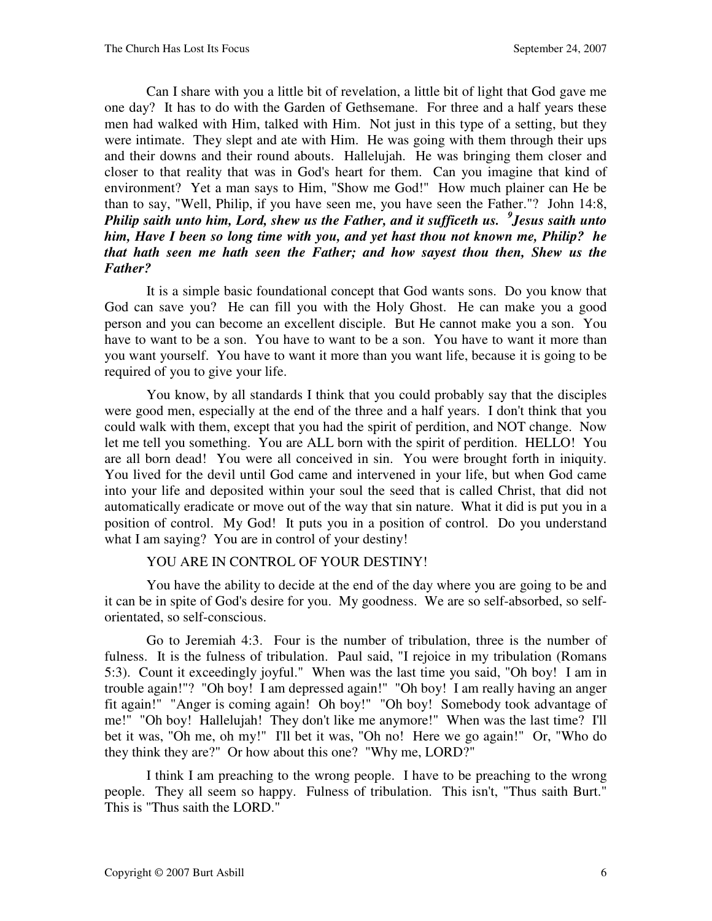Can I share with you a little bit of revelation, a little bit of light that God gave me one day? It has to do with the Garden of Gethsemane. For three and a half years these men had walked with Him, talked with Him. Not just in this type of a setting, but they were intimate. They slept and ate with Him. He was going with them through their ups and their downs and their round abouts. Hallelujah. He was bringing them closer and closer to that reality that was in God's heart for them. Can you imagine that kind of environment? Yet a man says to Him, "Show me God!" How much plainer can He be than to say, "Well, Philip, if you have seen me, you have seen the Father."? John 14:8, ***Philip saith unto him, Lord, shew us the Father, and it sufficeth us. [9]Jesus saith unto him, Have I been so long time with you, and yet hast thou not known me, Philip? he that hath seen me hath seen the Father; and how sayest thou then, Shew us the Father?***

It is a simple basic foundational concept that God wants sons. Do you know that God can save you? He can fill you with the Holy Ghost. He can make you a good person and you can become an excellent disciple. But He cannot make you a son. You have to want to be a son. You have to want to be a son. You have to want it more than you want yourself. You have to want it more than you want life, because it is going to be required of you to give your life.

You know, by all standards I think that you could probably say that the disciples were good men, especially at the end of the three and a half years. I don't think that you could walk with them, except that you had the spirit of perdition, and NOT change. Now let me tell you something. You are ALL born with the spirit of perdition. HELLO! You are all born dead! You were all conceived in sin. You were brought forth in iniquity. You lived for the devil until God came and intervened in your life, but when God came into your life and deposited within your soul the seed that is called Christ, that did not automatically eradicate or move out of the way that sin nature. What it did is put you in a position of control. My God! It puts you in a position of control. Do you understand what I am saying? You are in control of your destiny!

YOU ARE IN CONTROL OF YOUR DESTINY!

You have the ability to decide at the end of the day where you are going to be and it can be in spite of God's desire for you. My goodness. We are so self-absorbed, so self-orientated, so self-conscious.

Go to Jeremiah 4:3. Four is the number of tribulation, three is the number of fulness. It is the fulness of tribulation. Paul said, "I rejoice in my tribulation (Romans 5:3). Count it exceedingly joyful." When was the last time you said, "Oh boy! I am in trouble again!"? "Oh boy! I am depressed again!" "Oh boy! I am really having an anger fit again!" "Anger is coming again! Oh boy!" "Oh boy! Somebody took advantage of me!" "Oh boy! Hallelujah! They don't like me anymore!" When was the last time? I'll bet it was, "Oh me, oh my!" I'll bet it was, "Oh no! Here we go again!" Or, "Who do they think they are?" Or how about this one? "Why me, LORD?"

I think I am preaching to the wrong people. I have to be preaching to the wrong people. They all seem so happy. Fulness of tribulation. This isn't, "Thus saith Burt." This is "Thus saith the LORD."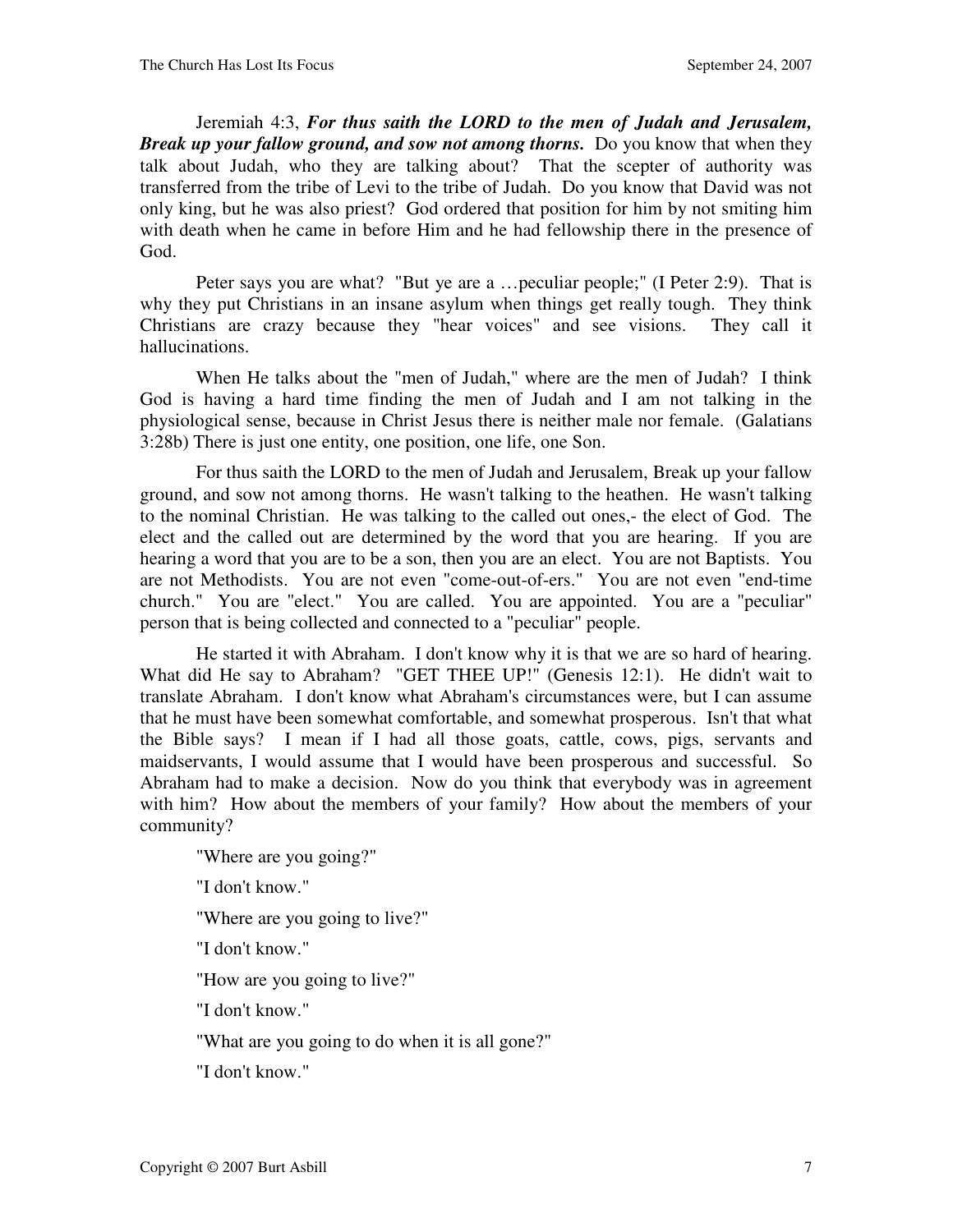Jeremiah 4:3, ***For thus saith the LORD to the men of Judah and Jerusalem, Break up your fallow ground, and sow not among thorns.*** Do you know that when they talk about Judah, who they are talking about? That the scepter of authority was transferred from the tribe of Levi to the tribe of Judah. Do you know that David was not only king, but he was also priest? God ordered that position for him by not smiting him with death when he came in before Him and he had fellowship there in the presence of God.

Peter says you are what? "But ye are a …peculiar people;" (I Peter 2:9). That is why they put Christians in an insane asylum when things get really tough. They think Christians are crazy because they "hear voices" and see visions. They call it hallucinations.

When He talks about the "men of Judah," where are the men of Judah? I think God is having a hard time finding the men of Judah and I am not talking in the physiological sense, because in Christ Jesus there is neither male nor female. (Galatians 3:28b) There is just one entity, one position, one life, one Son.

For thus saith the LORD to the men of Judah and Jerusalem, Break up your fallow ground, and sow not among thorns. He wasn't talking to the heathen. He wasn't talking to the nominal Christian. He was talking to the called out ones,- the elect of God. The elect and the called out are determined by the word that you are hearing. If you are hearing a word that you are to be a son, then you are an elect. You are not Baptists. You are not Methodists. You are not even "come-out-of-ers." You are not even "end-time church." You are "elect." You are called. You are appointed. You are a "peculiar" person that is being collected and connected to a "peculiar" people.

He started it with Abraham. I don't know why it is that we are so hard of hearing. What did He say to Abraham? "GET THEE UP!" (Genesis 12:1). He didn't wait to translate Abraham. I don't know what Abraham's circumstances were, but I can assume that he must have been somewhat comfortable, and somewhat prosperous. Isn't that what the Bible says? I mean if I had all those goats, cattle, cows, pigs, servants and maidservants, I would assume that I would have been prosperous and successful. So Abraham had to make a decision. Now do you think that everybody was in agreement with him? How about the members of your family? How about the members of your community?

"Where are you going?"

"I don't know."

"Where are you going to live?"

"I don't know."

"How are you going to live?"

"I don't know."

"What are you going to do when it is all gone?"

"I don't know."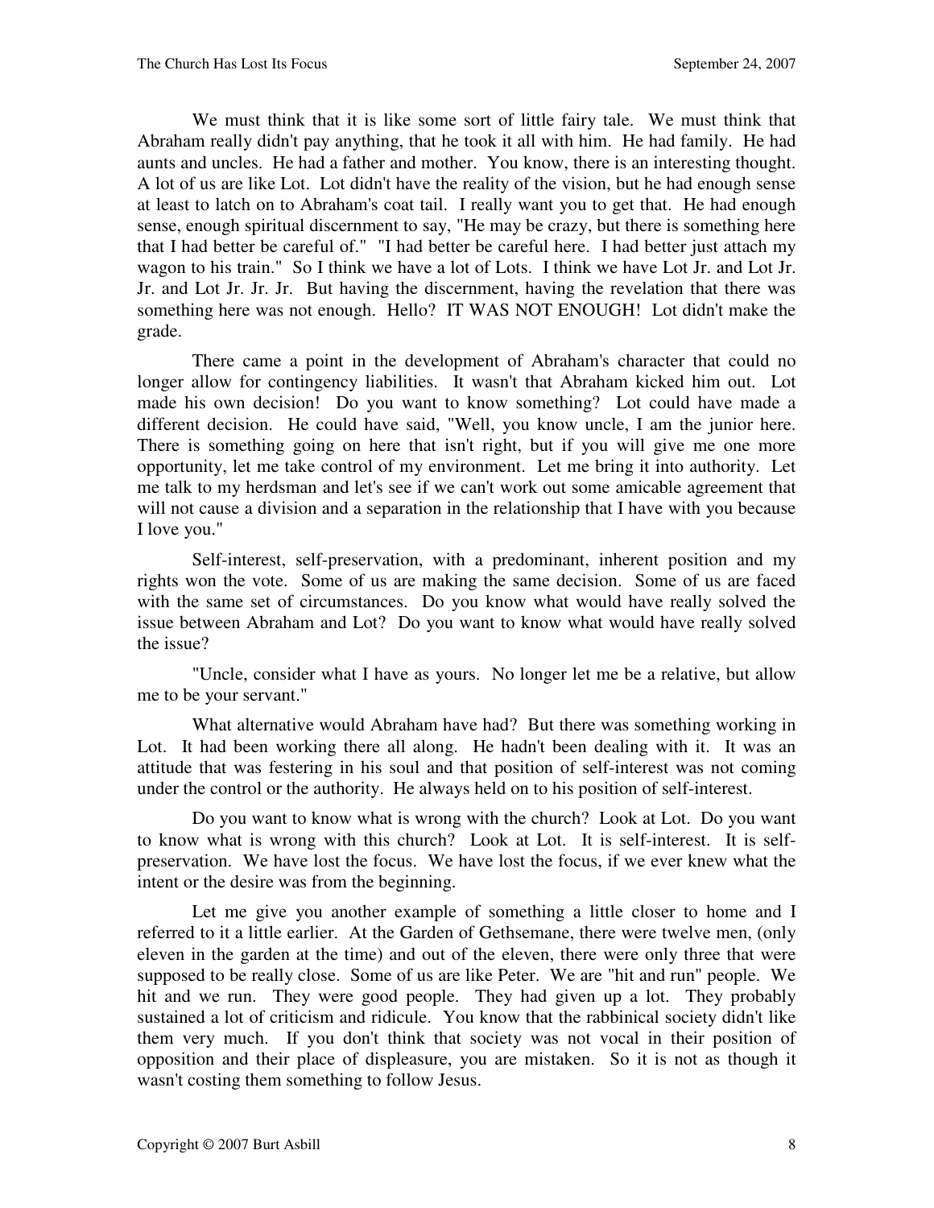We must think that it is like some sort of little fairy tale. We must think that Abraham really didn't pay anything, that he took it all with him. He had family. He had aunts and uncles. He had a father and mother. You know, there is an interesting thought. A lot of us are like Lot. Lot didn't have the reality of the vision, but he had enough sense at least to latch on to Abraham's coat tail. I really want you to get that. He had enough sense, enough spiritual discernment to say, "He may be crazy, but there is something here that I had better be careful of." "I had better be careful here. I had better just attach my wagon to his train." So I think we have a lot of Lots. I think we have Lot Jr. and Lot Jr. Jr. and Lot Jr. Jr. Jr. But having the discernment, having the revelation that there was something here was not enough. Hello? IT WAS NOT ENOUGH! Lot didn't make the grade.

There came a point in the development of Abraham's character that could no longer allow for contingency liabilities. It wasn't that Abraham kicked him out. Lot made his own decision! Do you want to know something? Lot could have made a different decision. He could have said, "Well, you know uncle, I am the junior here. There is something going on here that isn't right, but if you will give me one more opportunity, let me take control of my environment. Let me bring it into authority. Let me talk to my herdsman and let's see if we can't work out some amicable agreement that will not cause a division and a separation in the relationship that I have with you because I love you."

Self-interest, self-preservation, with a predominant, inherent position and my rights won the vote. Some of us are making the same decision. Some of us are faced with the same set of circumstances. Do you know what would have really solved the issue between Abraham and Lot? Do you want to know what would have really solved the issue?

"Uncle, consider what I have as yours. No longer let me be a relative, but allow me to be your servant."

What alternative would Abraham have had? But there was something working in Lot. It had been working there all along. He hadn't been dealing with it. It was an attitude that was festering in his soul and that position of self-interest was not coming under the control or the authority. He always held on to his position of self-interest.

Do you want to know what is wrong with the church? Look at Lot. Do you want to know what is wrong with this church? Look at Lot. It is self-interest. It is self-preservation. We have lost the focus. We have lost the focus, if we ever knew what the intent or the desire was from the beginning.

Let me give you another example of something a little closer to home and I referred to it a little earlier. At the Garden of Gethsemane, there were twelve men, (only eleven in the garden at the time) and out of the eleven, there were only three that were supposed to be really close. Some of us are like Peter. We are "hit and run" people. We hit and we run. They were good people. They had given up a lot. They probably sustained a lot of criticism and ridicule. You know that the rabbinical society didn't like them very much. If you don't think that society was not vocal in their position of opposition and their place of displeasure, you are mistaken. So it is not as though it wasn't costing them something to follow Jesus.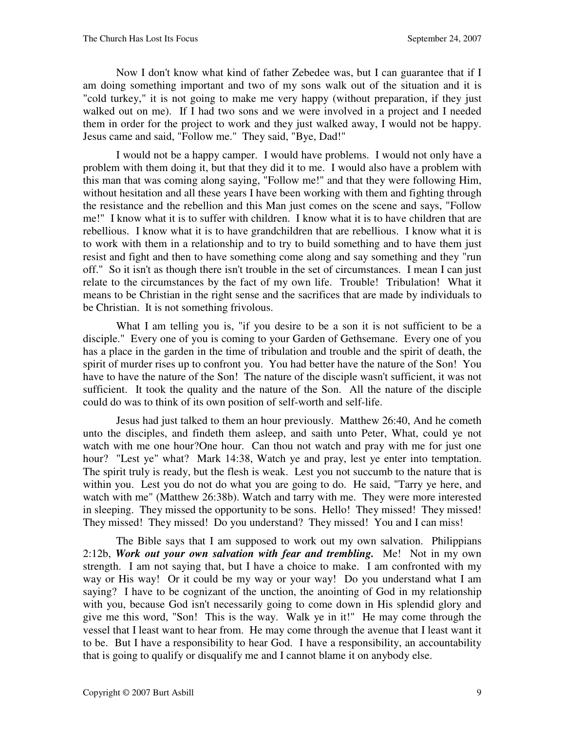Now I don't know what kind of father Zebedee was, but I can guarantee that if I am doing something important and two of my sons walk out of the situation and it is "cold turkey," it is not going to make me very happy (without preparation, if they just walked out on me). If I had two sons and we were involved in a project and I needed them in order for the project to work and they just walked away, I would not be happy. Jesus came and said, "Follow me." They said, "Bye, Dad!"

I would not be a happy camper. I would have problems. I would not only have a problem with them doing it, but that they did it to me. I would also have a problem with this man that was coming along saying, "Follow me!" and that they were following Him, without hesitation and all these years I have been working with them and fighting through the resistance and the rebellion and this Man just comes on the scene and says, "Follow me!" I know what it is to suffer with children. I know what it is to have children that are rebellious. I know what it is to have grandchildren that are rebellious. I know what it is to work with them in a relationship and to try to build something and to have them just resist and fight and then to have something come along and say something and they "run off." So it isn't as though there isn't trouble in the set of circumstances. I mean I can just relate to the circumstances by the fact of my own life. Trouble! Tribulation! What it means to be Christian in the right sense and the sacrifices that are made by individuals to be Christian. It is not something frivolous.

What I am telling you is, "if you desire to be a son it is not sufficient to be a disciple." Every one of you is coming to your Garden of Gethsemane. Every one of you has a place in the garden in the time of tribulation and trouble and the spirit of death, the spirit of murder rises up to confront you. You had better have the nature of the Son! You have to have the nature of the Son! The nature of the disciple wasn't sufficient, it was not sufficient. It took the quality and the nature of the Son. All the nature of the disciple could do was to think of its own position of self-worth and self-life.

Jesus had just talked to them an hour previously. Matthew 26:40, And he cometh unto the disciples, and findeth them asleep, and saith unto Peter, What, could ye not watch with me one hour?One hour. Can thou not watch and pray with me for just one hour? "Lest ye" what? Mark 14:38, Watch ye and pray, lest ye enter into temptation. The spirit truly is ready, but the flesh is weak. Lest you not succumb to the nature that is within you. Lest you do not do what you are going to do. He said, "Tarry ye here, and watch with me" (Matthew 26:38b). Watch and tarry with me. They were more interested in sleeping. They missed the opportunity to be sons. Hello! They missed! They missed! They missed! They missed! Do you understand? They missed! You and I can miss!

The Bible says that I am supposed to work out my own salvation. Philippians 2:12b, ***Work out your own salvation with fear and trembling.*** Me! Not in my own strength. I am not saying that, but I have a choice to make. I am confronted with my way or His way! Or it could be my way or your way! Do you understand what I am saying? I have to be cognizant of the unction, the anointing of God in my relationship with you, because God isn't necessarily going to come down in His splendid glory and give me this word, "Son! This is the way. Walk ye in it!" He may come through the vessel that I least want to hear from. He may come through the avenue that I least want it to be. But I have a responsibility to hear God. I have a responsibility, an accountability that is going to qualify or disqualify me and I cannot blame it on anybody else.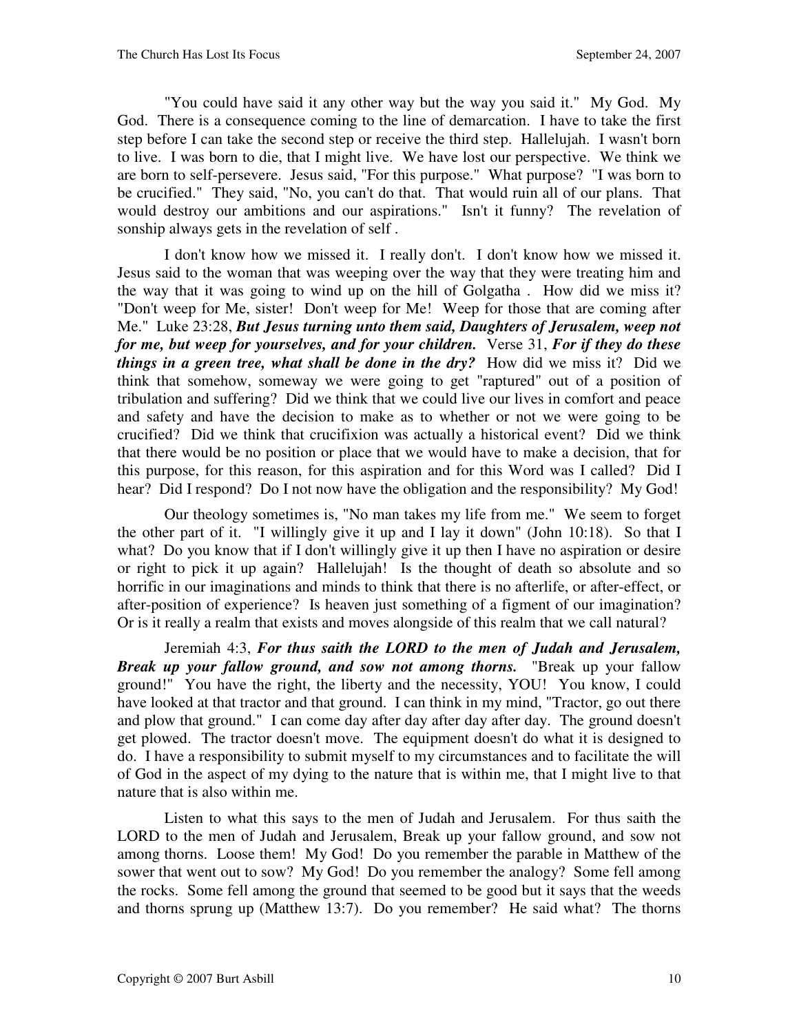"You could have said it any other way but the way you said it." My God. My God. There is a consequence coming to the line of demarcation. I have to take the first step before I can take the second step or receive the third step. Hallelujah. I wasn't born to live. I was born to die, that I might live. We have lost our perspective. We think we are born to self-persevere. Jesus said, "For this purpose." What purpose? "I was born to be crucified." They said, "No, you can't do that. That would ruin all of our plans. That would destroy our ambitions and our aspirations." Isn't it funny? The revelation of sonship always gets in the revelation of self .

I don't know how we missed it. I really don't. I don't know how we missed it. Jesus said to the woman that was weeping over the way that they were treating him and the way that it was going to wind up on the hill of Golgatha . How did we miss it? "Don't weep for Me, sister! Don't weep for Me! Weep for those that are coming after Me." Luke 23:28, ***But Jesus turning unto them said, Daughters of Jerusalem, weep not for me, but weep for yourselves, and for your children.*** Verse 31, ***For if they do these things in a green tree, what shall be done in the dry?*** How did we miss it? Did we think that somehow, someway we were going to get "raptured" out of a position of tribulation and suffering? Did we think that we could live our lives in comfort and peace and safety and have the decision to make as to whether or not we were going to be crucified? Did we think that crucifixion was actually a historical event? Did we think that there would be no position or place that we would have to make a decision, that for this purpose, for this reason, for this aspiration and for this Word was I called? Did I hear? Did I respond? Do I not now have the obligation and the responsibility? My God!

Our theology sometimes is, "No man takes my life from me." We seem to forget the other part of it. "I willingly give it up and I lay it down" (John 10:18). So that I what? Do you know that if I don't willingly give it up then I have no aspiration or desire or right to pick it up again? Hallelujah! Is the thought of death so absolute and so horrific in our imaginations and minds to think that there is no afterlife, or after-effect, or after-position of experience? Is heaven just something of a figment of our imagination? Or is it really a realm that exists and moves alongside of this realm that we call natural?

Jeremiah 4:3, ***For thus saith the LORD to the men of Judah and Jerusalem, Break up your fallow ground, and sow not among thorns.*** "Break up your fallow ground!" You have the right, the liberty and the necessity, YOU! You know, I could have looked at that tractor and that ground. I can think in my mind, "Tractor, go out there and plow that ground." I can come day after day after day after day. The ground doesn't get plowed. The tractor doesn't move. The equipment doesn't do what it is designed to do. I have a responsibility to submit myself to my circumstances and to facilitate the will of God in the aspect of my dying to the nature that is within me, that I might live to that nature that is also within me.

Listen to what this says to the men of Judah and Jerusalem. For thus saith the LORD to the men of Judah and Jerusalem, Break up your fallow ground, and sow not among thorns. Loose them! My God! Do you remember the parable in Matthew of the sower that went out to sow? My God! Do you remember the analogy? Some fell among the rocks. Some fell among the ground that seemed to be good but it says that the weeds and thorns sprung up (Matthew 13:7). Do you remember? He said what? The thorns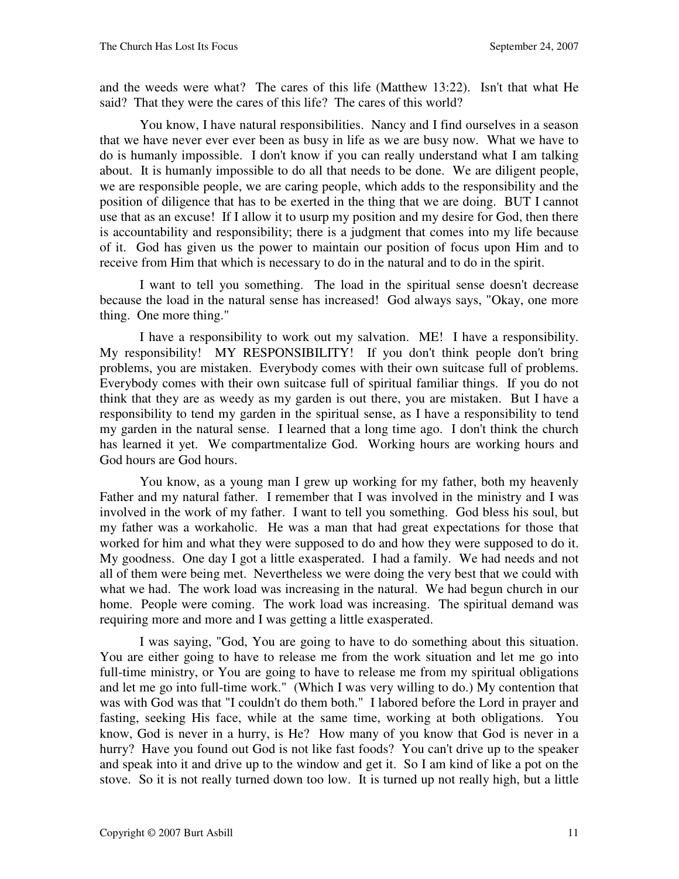and the weeds were what? The cares of this life (Matthew 13:22). Isn't that what He said? That they were the cares of this life? The cares of this world?

You know, I have natural responsibilities. Nancy and I find ourselves in a season that we have never ever ever been as busy in life as we are busy now. What we have to do is humanly impossible. I don't know if you can really understand what I am talking about. It is humanly impossible to do all that needs to be done. We are diligent people, we are responsible people, we are caring people, which adds to the responsibility and the position of diligence that has to be exerted in the thing that we are doing. BUT I cannot use that as an excuse! If I allow it to usurp my position and my desire for God, then there is accountability and responsibility; there is a judgment that comes into my life because of it. God has given us the power to maintain our position of focus upon Him and to receive from Him that which is necessary to do in the natural and to do in the spirit.

I want to tell you something. The load in the spiritual sense doesn't decrease because the load in the natural sense has increased! God always says, "Okay, one more thing. One more thing."

I have a responsibility to work out my salvation. ME! I have a responsibility. My responsibility! MY RESPONSIBILITY! If you don't think people don't bring problems, you are mistaken. Everybody comes with their own suitcase full of problems. Everybody comes with their own suitcase full of spiritual familiar things. If you do not think that they are as weedy as my garden is out there, you are mistaken. But I have a responsibility to tend my garden in the spiritual sense, as I have a responsibility to tend my garden in the natural sense. I learned that a long time ago. I don't think the church has learned it yet. We compartmentalize God. Working hours are working hours and God hours are God hours.

You know, as a young man I grew up working for my father, both my heavenly Father and my natural father. I remember that I was involved in the ministry and I was involved in the work of my father. I want to tell you something. God bless his soul, but my father was a workaholic. He was a man that had great expectations for those that worked for him and what they were supposed to do and how they were supposed to do it. My goodness. One day I got a little exasperated. I had a family. We had needs and not all of them were being met. Nevertheless we were doing the very best that we could with what we had. The work load was increasing in the natural. We had begun church in our home. People were coming. The work load was increasing. The spiritual demand was requiring more and more and I was getting a little exasperated.

I was saying, "God, You are going to have to do something about this situation. You are either going to have to release me from the work situation and let me go into full-time ministry, or You are going to have to release me from my spiritual obligations and let me go into full-time work." (Which I was very willing to do.) My contention that was with God was that "I couldn't do them both." I labored before the Lord in prayer and fasting, seeking His face, while at the same time, working at both obligations. You know, God is never in a hurry, is He? How many of you know that God is never in a hurry? Have you found out God is not like fast foods? You can't drive up to the speaker and speak into it and drive up to the window and get it. So I am kind of like a pot on the stove. So it is not really turned down too low. It is turned up not really high, but a little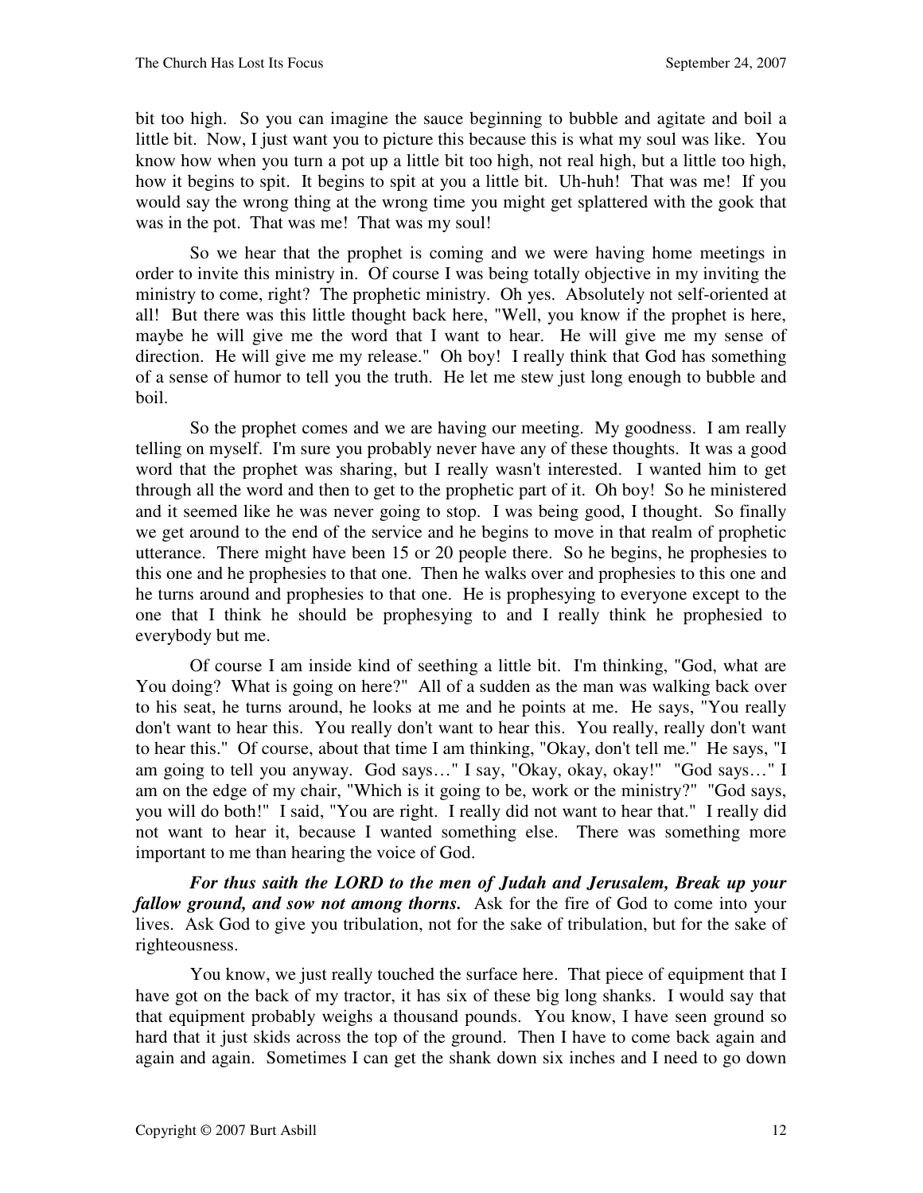bit too high. So you can imagine the sauce beginning to bubble and agitate and boil a little bit. Now, I just want you to picture this because this is what my soul was like. You know how when you turn a pot up a little bit too high, not real high, but a little too high, how it begins to spit. It begins to spit at you a little bit. Uh-huh! That was me! If you would say the wrong thing at the wrong time you might get splattered with the gook that was in the pot. That was me! That was my soul!

So we hear that the prophet is coming and we were having home meetings in order to invite this ministry in. Of course I was being totally objective in my inviting the ministry to come, right? The prophetic ministry. Oh yes. Absolutely not self-oriented at all! But there was this little thought back here, "Well, you know if the prophet is here, maybe he will give me the word that I want to hear. He will give me my sense of direction. He will give me my release." Oh boy! I really think that God has something of a sense of humor to tell you the truth. He let me stew just long enough to bubble and boil.

So the prophet comes and we are having our meeting. My goodness. I am really telling on myself. I'm sure you probably never have any of these thoughts. It was a good word that the prophet was sharing, but I really wasn't interested. I wanted him to get through all the word and then to get to the prophetic part of it. Oh boy! So he ministered and it seemed like he was never going to stop. I was being good, I thought. So finally we get around to the end of the service and he begins to move in that realm of prophetic utterance. There might have been 15 or 20 people there. So he begins, he prophesies to this one and he prophesies to that one. Then he walks over and prophesies to this one and he turns around and prophesies to that one. He is prophesying to everyone except to the one that I think he should be prophesying to and I really think he prophesied to everybody but me.

Of course I am inside kind of seething a little bit. I'm thinking, "God, what are You doing? What is going on here?" All of a sudden as the man was walking back over to his seat, he turns around, he looks at me and he points at me. He says, "You really don't want to hear this. You really don't want to hear this. You really, really don't want to hear this." Of course, about that time I am thinking, "Okay, don't tell me." He says, "I am going to tell you anyway. God says…" I say, "Okay, okay, okay!" "God says…" I am on the edge of my chair, "Which is it going to be, work or the ministry?" "God says, you will do both!" I said, "You are right. I really did not want to hear that." I really did not want to hear it, because I wanted something else. There was something more important to me than hearing the voice of God.

***For thus saith the LORD to the men of Judah and Jerusalem, Break up your fallow ground, and sow not among thorns.*** Ask for the fire of God to come into your lives. Ask God to give you tribulation, not for the sake of tribulation, but for the sake of righteousness.

You know, we just really touched the surface here. That piece of equipment that I have got on the back of my tractor, it has six of these big long shanks. I would say that that equipment probably weighs a thousand pounds. You know, I have seen ground so hard that it just skids across the top of the ground. Then I have to come back again and again and again. Sometimes I can get the shank down six inches and I need to go down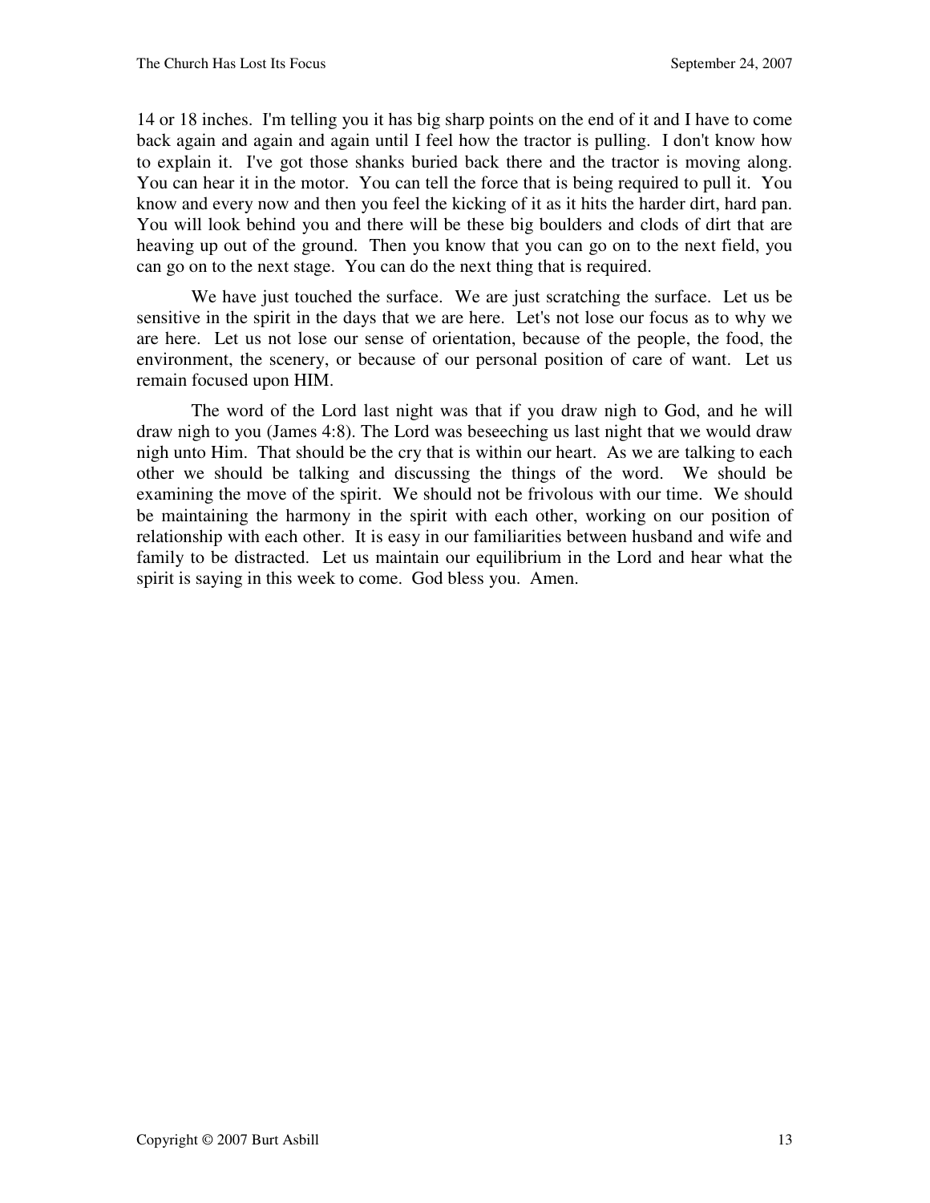14 or 18 inches. I'm telling you it has big sharp points on the end of it and I have to come back again and again and again until I feel how the tractor is pulling. I don't know how to explain it. I've got those shanks buried back there and the tractor is moving along. You can hear it in the motor. You can tell the force that is being required to pull it. You know and every now and then you feel the kicking of it as it hits the harder dirt, hard pan. You will look behind you and there will be these big boulders and clods of dirt that are heaving up out of the ground. Then you know that you can go on to the next field, you can go on to the next stage. You can do the next thing that is required.

We have just touched the surface. We are just scratching the surface. Let us be sensitive in the spirit in the days that we are here. Let's not lose our focus as to why we are here. Let us not lose our sense of orientation, because of the people, the food, the environment, the scenery, or because of our personal position of care of want. Let us remain focused upon HIM.

The word of the Lord last night was that if you draw nigh to God, and he will draw nigh to you (James 4:8). The Lord was beseeching us last night that we would draw nigh unto Him. That should be the cry that is within our heart. As we are talking to each other we should be talking and discussing the things of the word. We should be examining the move of the spirit. We should not be frivolous with our time. We should be maintaining the harmony in the spirit with each other, working on our position of relationship with each other. It is easy in our familiarities between husband and wife and family to be distracted. Let us maintain our equilibrium in the Lord and hear what the spirit is saying in this week to come. God bless you. Amen.